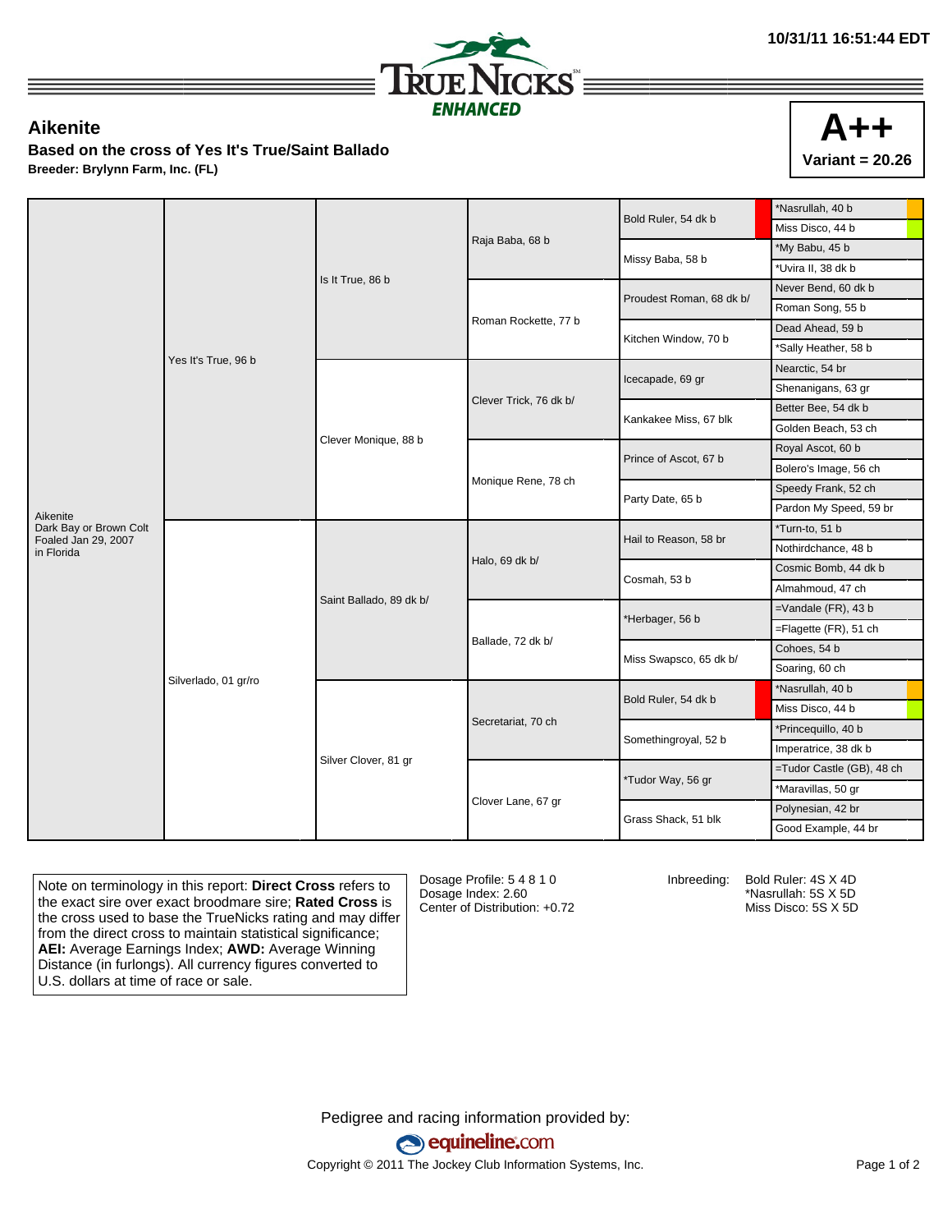10/31/11 16:51:44 EDT

TRUE NICKS ENHANCED

## Aikenite

**Based on the cross of Yes It's True/Saint Ballado**

**Breeder: Brylynn Farm, Inc. (FL)**

**A++**
**Variant = 20.26**

| | | | | | |
|---|---|---|---|---|---|
| Aikenite Dark Bay or Brown Colt Foaled Jan 29, 2007 in Florida | Yes It's True, 96 b | Is It True, 86 b | Raja Baba, 68 b | Bold Ruler, 54 dk b | *Nasrullah, 40 b |
| | | | | | Miss Disco, 44 b |
| | | | | Missy Baba, 58 b | *My Babu, 45 b |
| | | | | | *Uvira II, 38 dk b |
| | | | Roman Rockette, 77 b | Proudest Roman, 68 dk b/ | Never Bend, 60 dk b |
| | | | | | Roman Song, 55 b |
| | | | | Kitchen Window, 70 b | Dead Ahead, 59 b |
| | | | | | *Sally Heather, 58 b |
| | | Clever Monique, 88 b | Clever Trick, 76 dk b/ | Icecapade, 69 gr | Nearctic, 54 br |
| | | | | | Shenanigans, 63 gr |
| | | | | Kankakee Miss, 67 blk | Better Bee, 54 dk b |
| | | | | | Golden Beach, 53 ch |
| | | | Monique Rene, 78 ch | Prince of Ascot, 67 b | Royal Ascot, 60 b |
| | | | | | Bolero's Image, 56 ch |
| | | | | Party Date, 65 b | Speedy Frank, 52 ch |
| | | | | | Pardon My Speed, 59 br |
| | Silverlado, 01 gr/ro | Saint Ballado, 89 dk b/ | Halo, 69 dk b/ | Hail to Reason, 58 br | *Turn-to, 51 b |
| | | | | | Nothirdchance, 48 b |
| | | | | Cosmah, 53 b | Cosmic Bomb, 44 dk b |
| | | | | | Almahmoud, 47 ch |
| | | | Ballade, 72 dk b/ | *Herbager, 56 b | =Vandale (FR), 43 b |
| | | | | | =Flagette (FR), 51 ch |
| | | | | Miss Swapsco, 65 dk b/ | Cohoes, 54 b |
| | | | | | Soaring, 60 ch |
| | | Silver Clover, 81 gr | Secretariat, 70 ch | Bold Ruler, 54 dk b | *Nasrullah, 40 b |
| | | | | | Miss Disco, 44 b |
| | | | | Somethingroyal, 52 b | *Princequillo, 40 b |
| | | | | | Imperatrice, 38 dk b |
| | | | Clover Lane, 67 gr | *Tudor Way, 56 gr | =Tudor Castle (GB), 48 ch |
| | | | | | *Maravillas, 50 gr |
| | | | | Grass Shack, 51 blk | Polynesian, 42 br |
| | | | | | Good Example, 44 br |

Note on terminology in this report: **Direct Cross** refers to the exact sire over exact broodmare sire; **Rated Cross** is the cross used to base the TrueNicks rating and may differ from the direct cross to maintain statistical significance; **AEI:** Average Earnings Index; **AWD:** Average Winning Distance (in furlongs). All currency figures converted to U.S. dollars at time of race or sale.

Dosage Profile: 5 4 8 1 0
Dosage Index: 2.60
Center of Distribution: +0.72

Inbreeding:
Bold Ruler: 4S X 4D
*Nasrullah: 5S X 5D
Miss Disco: 5S X 5D

Pedigree and racing information provided by:
equineline.com
Copyright © 2011 The Jockey Club Information Systems, Inc.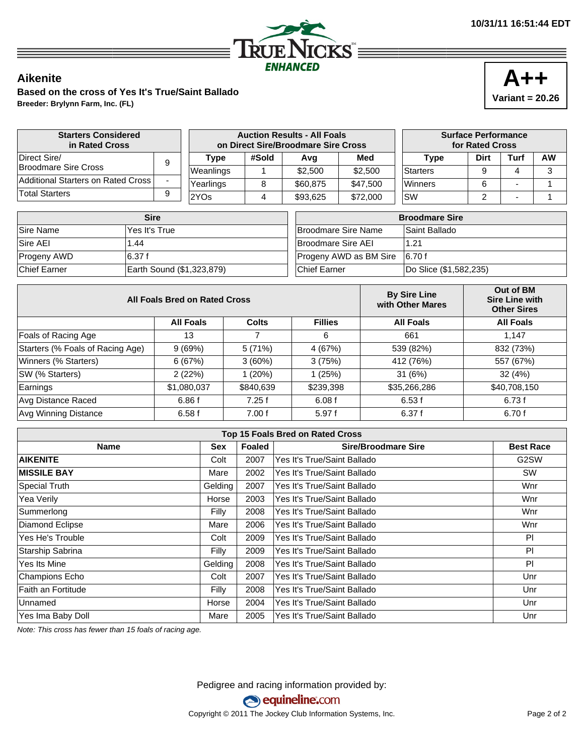10/31/11 16:51:44 EDT

# TRUE NICKS ENHANCED

## Aikenite

**Based on the cross of Yes It's True/Saint Ballado**

**Breeder: Brylynn Farm, Inc. (FL)**

**A++**
**Variant = 20.26**

| Starters Considered in Rated Cross | |
|---|---|
| Direct Sire/ Broodmare Sire Cross | 9 |
| Additional Starters on Rated Cross | - |
| Total Starters | 9 |

| Auction Results - All Foals on Direct Sire/Broodmare Sire Cross | | | |
|---|---|---|---|
| **Type** | **#Sold** | **Avg** | **Med** |
| Weanlings | 1 | $2,500 | $2,500 |
| Yearlings | 8 | $60,875 | $47,500 |
| 2YOs | 4 | $93,625 | $72,000 |

| Surface Performance for Rated Cross | | | |
|---|---|---|---|
| **Type** | **Dirt** | **Turf** | **AW** |
| Starters | 9 | 4 | 3 |
| Winners | 6 | - | 1 |
| SW | 2 | - | 1 |

| Sire | |
|---|---|
| Sire Name | Yes It's True |
| Sire AEI | 1.44 |
| Progeny AWD | 6.37 f |
| Chief Earner | Earth Sound ($1,323,879) |

| Broodmare Sire | |
|---|---|
| Broodmare Sire Name | Saint Ballado |
| Broodmare Sire AEI | 1.21 |
| Progeny AWD as BM Sire | 6.70 f |
| Chief Earner | Do Slice ($1,582,235) |

| All Foals Bred on Rated Cross | | | | By Sire Line with Other Mares | Out of BM Sire Line with Other Sires |
|---|---|---|---|---|---|
| | **All Foals** | **Colts** | **Fillies** | **All Foals** | **All Foals** |
| Foals of Racing Age | 13 | 7 | 6 | 661 | 1,147 |
| Starters (% Foals of Racing Age) | 9 (69%) | 5 (71%) | 4 (67%) | 539 (82%) | 832 (73%) |
| Winners (% Starters) | 6 (67%) | 3 (60%) | 3 (75%) | 412 (76%) | 557 (67%) |
| SW (% Starters) | 2 (22%) | 1 (20%) | 1 (25%) | 31 (6%) | 32 (4%) |
| Earnings | $1,080,037 | $840,639 | $239,398 | $35,266,286 | $40,708,150 |
| Avg Distance Raced | 6.86 f | 7.25 f | 6.08 f | 6.53 f | 6.73 f |
| Avg Winning Distance | 6.58 f | 7.00 f | 5.97 f | 6.37 f | 6.70 f |

| Top 15 Foals Bred on Rated Cross | | | | |
|---|---|---|---|---|
| **Name** | **Sex** | **Foaled** | **Sire/Broodmare Sire** | **Best Race** |
| **AIKENITE** | Colt | 2007 | Yes It's True/Saint Ballado | G2SW |
| **MISSILE BAY** | Mare | 2002 | Yes It's True/Saint Ballado | SW |
| Special Truth | Gelding | 2007 | Yes It's True/Saint Ballado | Wnr |
| Yea Verily | Horse | 2003 | Yes It's True/Saint Ballado | Wnr |
| Summerlong | Filly | 2008 | Yes It's True/Saint Ballado | Wnr |
| Diamond Eclipse | Mare | 2006 | Yes It's True/Saint Ballado | Wnr |
| Yes He's Trouble | Colt | 2009 | Yes It's True/Saint Ballado | Pl |
| Starship Sabrina | Filly | 2009 | Yes It's True/Saint Ballado | Pl |
| Yes Its Mine | Gelding | 2008 | Yes It's True/Saint Ballado | Pl |
| Champions Echo | Colt | 2007 | Yes It's True/Saint Ballado | Unr |
| Faith an Fortitude | Filly | 2008 | Yes It's True/Saint Ballado | Unr |
| Unnamed | Horse | 2004 | Yes It's True/Saint Ballado | Unr |
| Yes Ima Baby Doll | Mare | 2005 | Yes It's True/Saint Ballado | Unr |

*Note: This cross has fewer than 15 foals of racing age.*

Pedigree and racing information provided by:

equineline.com

Copyright © 2011 The Jockey Club Information Systems, Inc.